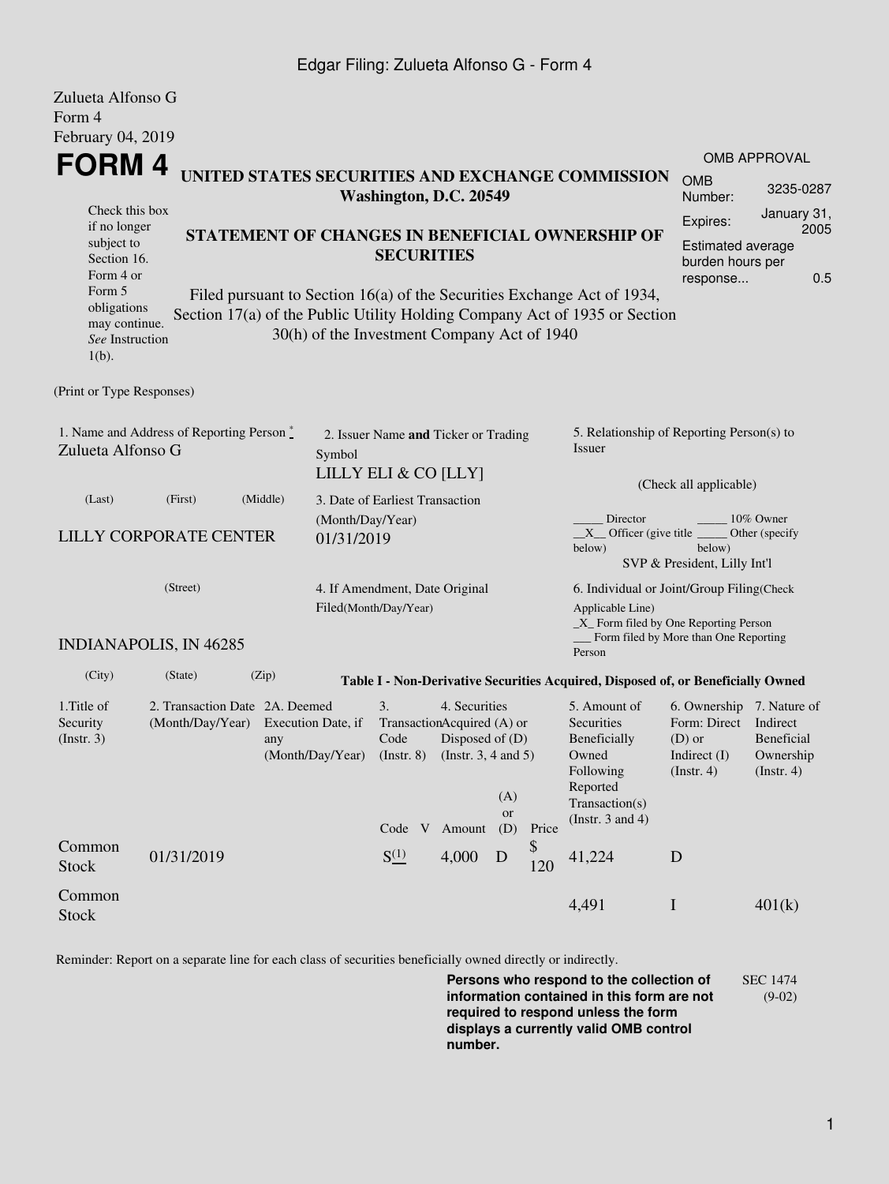Edgar Filing: Zulueta Alfonso G - Form 4

Zulueta Alfonso G
Form 4
February 04, 2019

# FORM 4

**UNITED STATES SECURITIES AND EXCHANGE COMMISSION**
**Washington, D.C. 20549**

**STATEMENT OF CHANGES IN BENEFICIAL OWNERSHIP OF SECURITIES**

Filed pursuant to Section 16(a) of the Securities Exchange Act of 1934, Section 17(a) of the Public Utility Holding Company Act of 1935 or Section 30(h) of the Investment Company Act of 1940

Check this box if no longer subject to Section 16. Form 4 or Form 5 obligations may continue. *See* Instruction 1(b).

| OMB APPROVAL | |
|---|---|
| OMB Number: | 3235-0287 |
| Expires: | January 31, 2005 |
| Estimated average burden hours per response... | 0.5 |

(Print or Type Responses)

1. Name and Address of Reporting Person *
Zulueta Alfonso G

(Last) (First) (Middle)

LILLY CORPORATE CENTER

(Street)

INDIANAPOLIS, IN 46285

(City) (State) (Zip)

2. Issuer Name **and** Ticker or Trading Symbol
LILLY ELI & CO [LLY]

3. Date of Earliest Transaction (Month/Day/Year)
01/31/2019

4. If Amendment, Date Original Filed(Month/Day/Year)

5. Relationship of Reporting Person(s) to Issuer

(Check all applicable)

_____ Director _____ 10% Owner
__X__ Officer (give title below) _____ Other (specify below)
SVP & President, Lilly Int'l

6. Individual or Joint/Group Filing(Check Applicable Line)
_X_ Form filed by One Reporting Person
___ Form filed by More than One Reporting Person

**Table I - Non-Derivative Securities Acquired, Disposed of, or Beneficially Owned**

| 1.Title of Security (Instr. 3) | 2. Transaction Date (Month/Day/Year) | 2A. Deemed Execution Date, if any (Month/Day/Year) | 3. Transaction Code (Instr. 8) | | 4. Securities Acquired (A) or Disposed of (D) (Instr. 3, 4 and 5) | | | 5. Amount of Securities Beneficially Owned Following Reported Transaction(s) (Instr. 3 and 4) | 6. Ownership Form: Direct (D) or Indirect (I) (Instr. 4) | 7. Nature of Indirect Beneficial Ownership (Instr. 4) |
|---|---|---|---|---|---|---|---|---|---|---|
| | | | Code | V | Amount | (A) or (D) | Price | | | |
| Common Stock | 01/31/2019 | | S (1) | | 4,000 | D | $ 120 | 41,224 | D | |
| Common Stock | | | | | | | | 4,491 | I | 401(k) |

Reminder: Report on a separate line for each class of securities beneficially owned directly or indirectly.

**Persons who respond to the collection of information contained in this form are not required to respond unless the form displays a currently valid OMB control number.**

SEC 1474 (9-02)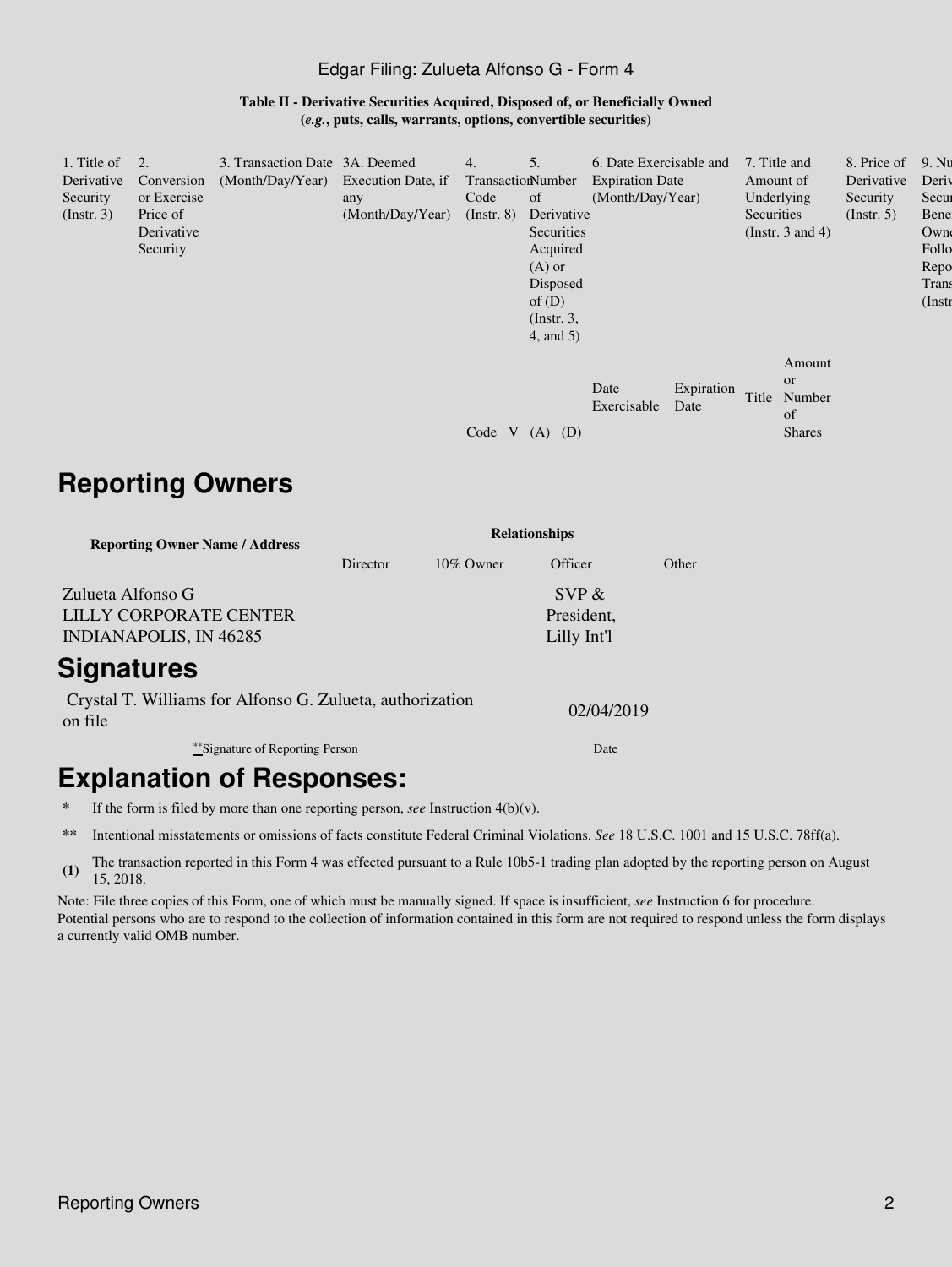**Table II - Derivative Securities Acquired, Disposed of, or Beneficially Owned**
**(*e.g.*, puts, calls, warrants, options, convertible securities)**

| 1. Title of Derivative Security (Instr. 3) | 2. Conversion or Exercise Price of Derivative Security | 3. Transaction Date (Month/Day/Year) | 3A. Deemed Execution Date, if any (Month/Day/Year) | 4. Transaction Code (Instr. 8) | | 5. Number of Derivative Securities Acquired (A) or Disposed of (D) (Instr. 3, 4, and 5) | | 6. Date Exercisable and Expiration Date (Month/Day/Year) | | 7. Title and Amount of Underlying Securities (Instr. 3 and 4) | | 8. Price of Derivative Security (Instr. 5) | 9. Nu Deriv Secur Bene Owne Follo Repo Trans (Instr |
|---|---|---|---|---|---|---|---|---|---|---|---|---|---|
| | | | | Code | V | (A) | (D) | Date Exercisable | Expiration Date | Title | Amount or Number of Shares | | |

## Reporting Owners

| Reporting Owner Name / Address | Relationships | | | |
|---|---|---|---|---|
| | Director | 10% Owner | Officer | Other |
| Zulueta Alfonso G<br>LILLY CORPORATE CENTER<br>INDIANAPOLIS, IN 46285 | | | SVP & President, Lilly Int'l | |

## Signatures

| | |
|---|---|
| Crystal T. Williams for Alfonso G. Zulueta, authorization on file | 02/04/2019 |
| **Signature of Reporting Person | Date |

## Explanation of Responses:

\* If the form is filed by more than one reporting person, *see* Instruction 4(b)(v).

** Intentional misstatements or omissions of facts constitute Federal Criminal Violations. *See* 18 U.S.C. 1001 and 15 U.S.C. 78ff(a).

**(1)** The transaction reported in this Form 4 was effected pursuant to a Rule 10b5-1 trading plan adopted by the reporting person on August 15, 2018.

Note: File three copies of this Form, one of which must be manually signed. If space is insufficient, *see* Instruction 6 for procedure.
Potential persons who are to respond to the collection of information contained in this form are not required to respond unless the form displays a currently valid OMB number.